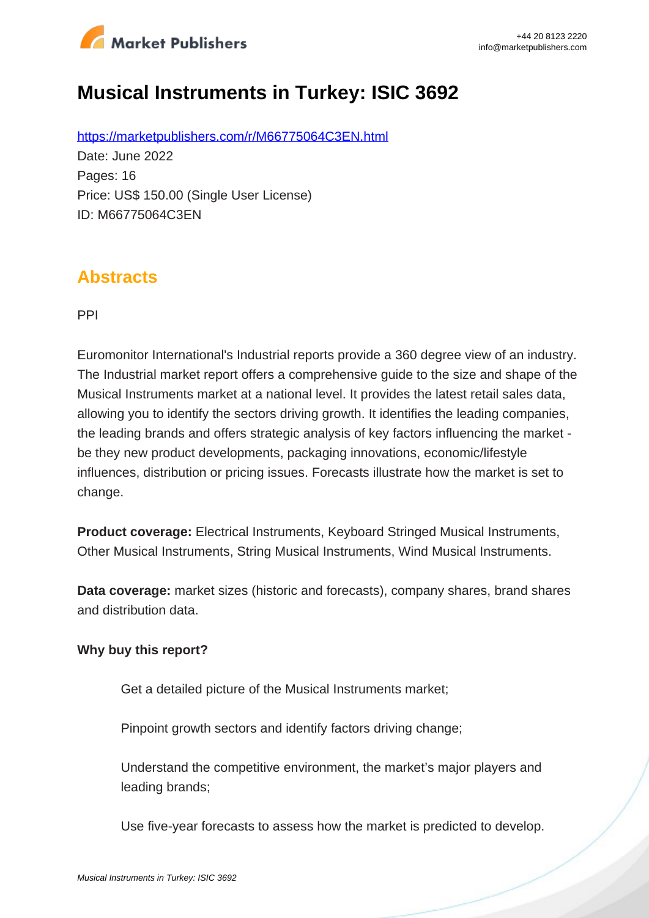# Musical Instruments in Turkey: ISIC 3692

https://marketpublishers.com/r/M66775064C3EN.html

Date: June 2022

Pages: 16

Price: US$ 150.00 (Single User License)

ID: M66775064C3EN

## Abstracts

PPI

Euromonitor International's Industrial reports provide a 360 degree view of an industry. The Industrial market report offers a comprehensive guide to the size and shape of the Musical Instruments market at a national level. It provides the latest retail sales data, allowing you to identify the sectors driving growth. It identifies the leading companies, the leading brands and offers strategic analysis of key factors influencing the market - be they new product developments, packaging innovations, economic/lifestyle influences, distribution or pricing issues. Forecasts illustrate how the market is set to change.

**Product coverage:** Electrical Instruments, Keyboard Stringed Musical Instruments, Other Musical Instruments, String Musical Instruments, Wind Musical Instruments.

**Data coverage:** market sizes (historic and forecasts), company shares, brand shares and distribution data.

**Why buy this report?**

- Get a detailed picture of the Musical Instruments market;
- Pinpoint growth sectors and identify factors driving change;
- Understand the competitive environment, the market's major players and leading brands;
- Use five-year forecasts to assess how the market is predicted to develop.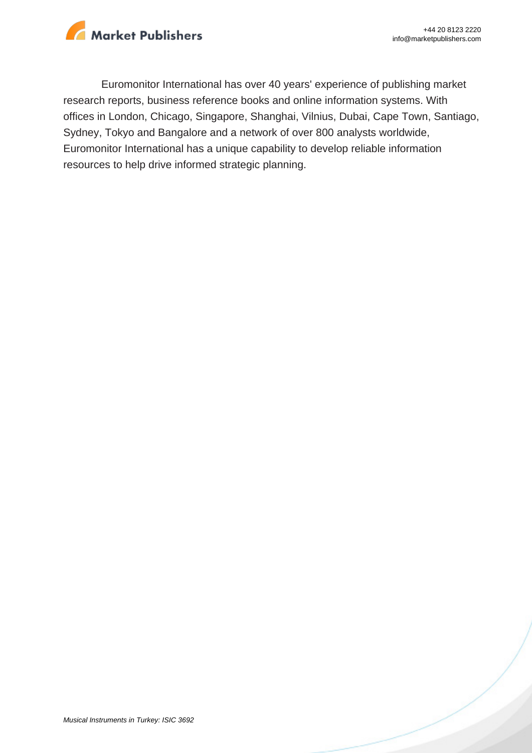Euromonitor International has over 40 years' experience of publishing market research reports, business reference books and online information systems. With offices in London, Chicago, Singapore, Shanghai, Vilnius, Dubai, Cape Town, Santiago, Sydney, Tokyo and Bangalore and a network of over 800 analysts worldwide, Euromonitor International has a unique capability to develop reliable information resources to help drive informed strategic planning.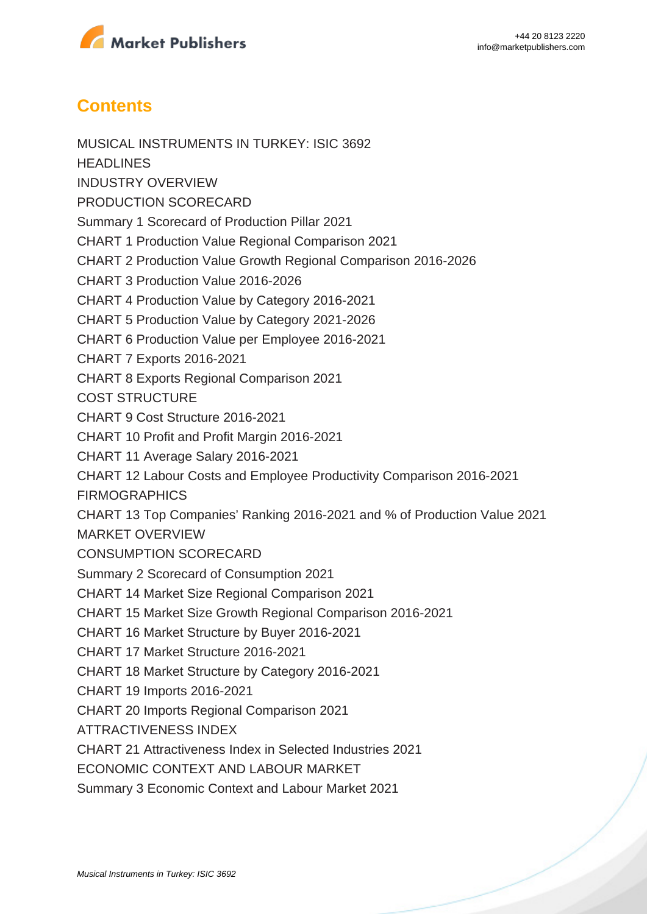## Contents

MUSICAL INSTRUMENTS IN TURKEY: ISIC 3692

HEADLINES

INDUSTRY OVERVIEW

PRODUCTION SCORECARD

Summary 1 Scorecard of Production Pillar 2021

CHART 1 Production Value Regional Comparison 2021

CHART 2 Production Value Growth Regional Comparison 2016-2026

CHART 3 Production Value 2016-2026

CHART 4 Production Value by Category 2016-2021

CHART 5 Production Value by Category 2021-2026

CHART 6 Production Value per Employee 2016-2021

CHART 7 Exports 2016-2021

CHART 8 Exports Regional Comparison 2021

COST STRUCTURE

CHART 9 Cost Structure 2016-2021

CHART 10 Profit and Profit Margin 2016-2021

CHART 11 Average Salary 2016-2021

CHART 12 Labour Costs and Employee Productivity Comparison 2016-2021

FIRMOGRAPHICS

CHART 13 Top Companies' Ranking 2016-2021 and % of Production Value 2021

MARKET OVERVIEW

CONSUMPTION SCORECARD

Summary 2 Scorecard of Consumption 2021

CHART 14 Market Size Regional Comparison 2021

CHART 15 Market Size Growth Regional Comparison 2016-2021

CHART 16 Market Structure by Buyer 2016-2021

CHART 17 Market Structure 2016-2021

CHART 18 Market Structure by Category 2016-2021

CHART 19 Imports 2016-2021

CHART 20 Imports Regional Comparison 2021

ATTRACTIVENESS INDEX

CHART 21 Attractiveness Index in Selected Industries 2021

ECONOMIC CONTEXT AND LABOUR MARKET

Summary 3 Economic Context and Labour Market 2021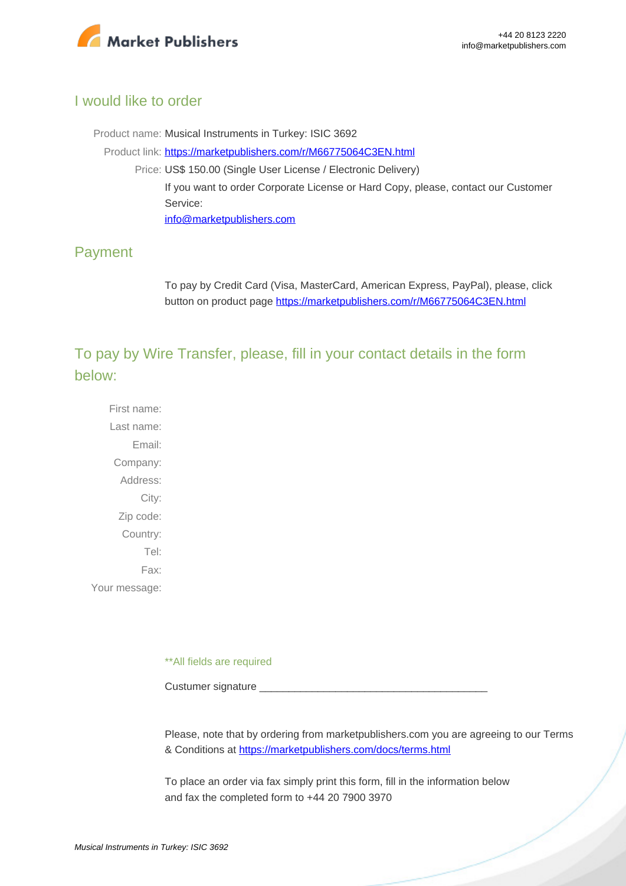## I would like to order

Product name: Musical Instruments in Turkey: ISIC 3692

Product link: https://marketpublishers.com/r/M66775064C3EN.html

Price: US$ 150.00 (Single User License / Electronic Delivery)

If you want to order Corporate License or Hard Copy, please, contact our Customer Service:

info@marketpublishers.com

## Payment

To pay by Credit Card (Visa, MasterCard, American Express, PayPal), please, click button on product page https://marketpublishers.com/r/M66775064C3EN.html

## To pay by Wire Transfer, please, fill in your contact details in the form below:

First name:

Last name:

Email:

Company:

Address:

City:

Zip code:

Country:

Tel:

Fax:

Your message:

**All fields are required

Custumer signature _______________________________________

Please, note that by ordering from marketpublishers.com you are agreeing to our Terms & Conditions at https://marketpublishers.com/docs/terms.html

To place an order via fax simply print this form, fill in the information below and fax the completed form to +44 20 7900 3970